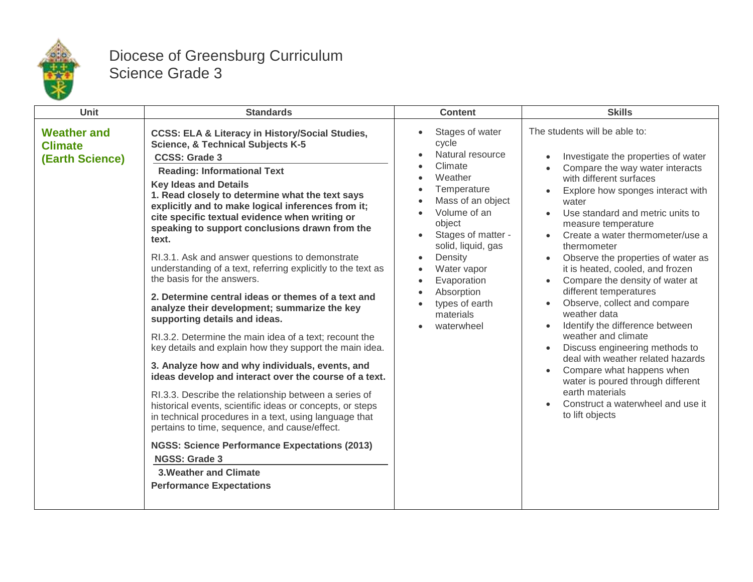# Diocese of Greensburg Curriculum
## Science Grade 3

| Unit | Standards | Content | Skills |
|---|---|---|---|
| **Weather and Climate (Earth Science)** | **CCSS: ELA & Literacy in History/Social Studies, Science, & Technical Subjects K-5**<br>**CCSS: Grade 3**<br>**Reading: Informational Text**<br>**Key Ideas and Details**<br>**1. Read closely to determine what the text says explicitly and to make logical inferences from it; cite specific textual evidence when writing or speaking to support conclusions drawn from the text.**<br>RI.3.1. Ask and answer questions to demonstrate understanding of a text, referring explicitly to the text as the basis for the answers.<br>**2. Determine central ideas or themes of a text and analyze their development; summarize the key supporting details and ideas.**<br>RI.3.2. Determine the main idea of a text; recount the key details and explain how they support the main idea.<br>**3. Analyze how and why individuals, events, and ideas develop and interact over the course of a text.**<br>RI.3.3. Describe the relationship between a series of historical events, scientific ideas or concepts, or steps in technical procedures in a text, using language that pertains to time, sequence, and cause/effect.<br>**NGSS: Science Performance Expectations (2013)**<br>**NGSS: Grade 3**<br>**3.Weather and Climate**<br>**Performance Expectations** | • Stages of water cycle<br>• Natural resource<br>• Climate<br>• Weather<br>• Temperature<br>• Mass of an object<br>• Volume of an object<br>• Stages of matter - solid, liquid, gas<br>• Density<br>• Water vapor<br>• Evaporation<br>• Absorption<br>• types of earth materials<br>• waterwheel | The students will be able to:<br>• Investigate the properties of water<br>• Compare the way water interacts with different surfaces<br>• Explore how sponges interact with water<br>• Use standard and metric units to measure temperature<br>• Create a water thermometer/use a thermometer<br>• Observe the properties of water as it is heated, cooled, and frozen<br>• Compare the density of water at different temperatures<br>• Observe, collect and compare weather data<br>• Identify the difference between weather and climate<br>• Discuss engineering methods to deal with weather related hazards<br>• Compare what happens when water is poured through different earth materials<br>• Construct a waterwheel and use it to lift objects |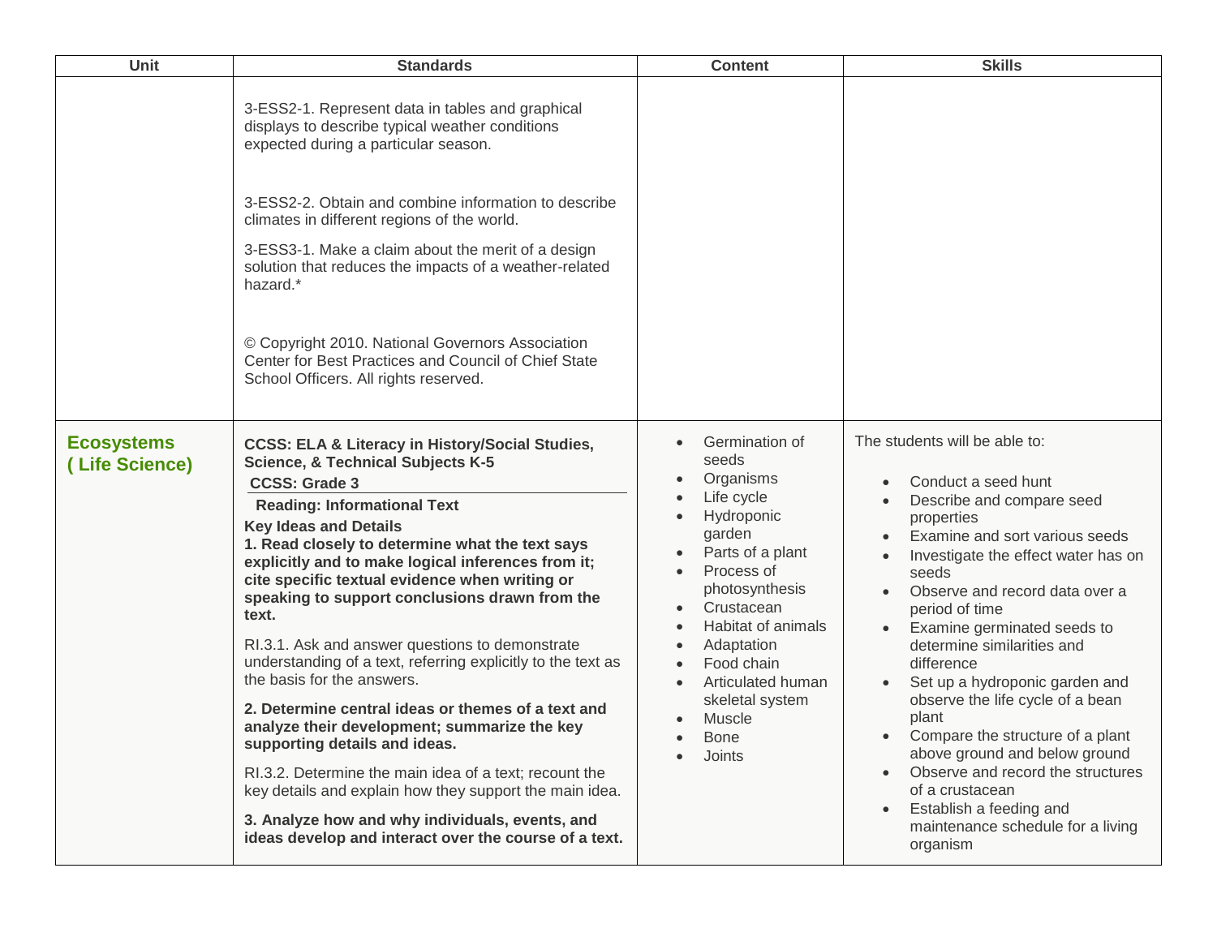| Unit | Standards | Content | Skills |
|---|---|---|---|
| | 3-ESS2-1. Represent data in tables and graphical displays to describe typical weather conditions expected during a particular season.<br><br>3-ESS2-2. Obtain and combine information to describe climates in different regions of the world.<br><br>3-ESS3-1. Make a claim about the merit of a design solution that reduces the impacts of a weather-related hazard.*<br><br>© Copyright 2010. National Governors Association Center for Best Practices and Council of Chief State School Officers. All rights reserved. | | |
| **Ecosystems ( Life Science)** | **CCSS: ELA & Literacy in History/Social Studies, Science, & Technical Subjects K-5**<br>**CCSS: Grade 3**<br>**Reading: Informational Text**<br>**Key Ideas and Details**<br>**1. Read closely to determine what the text says explicitly and to make logical inferences from it; cite specific textual evidence when writing or speaking to support conclusions drawn from the text.**<br><br>RI.3.1. Ask and answer questions to demonstrate understanding of a text, referring explicitly to the text as the basis for the answers.<br><br>**2. Determine central ideas or themes of a text and analyze their development; summarize the key supporting details and ideas.**<br><br>RI.3.2. Determine the main idea of a text; recount the key details and explain how they support the main idea.<br><br>**3. Analyze how and why individuals, events, and ideas develop and interact over the course of a text.** | • Germination of seeds<br>• Organisms<br>• Life cycle<br>• Hydroponic garden<br>• Parts of a plant<br>• Process of photosynthesis<br>• Crustacean<br>• Habitat of animals<br>• Adaptation<br>• Food chain<br>• Articulated human skeletal system<br>• Muscle<br>• Bone<br>• Joints | The students will be able to:<br><br>• Conduct a seed hunt<br>• Describe and compare seed properties<br>• Examine and sort various seeds<br>• Investigate the effect water has on seeds<br>• Observe and record data over a period of time<br>• Examine germinated seeds to determine similarities and difference<br>• Set up a hydroponic garden and observe the life cycle of a bean plant<br>• Compare the structure of a plant above ground and below ground<br>• Observe and record the structures of a crustacean<br>• Establish a feeding and maintenance schedule for a living organism |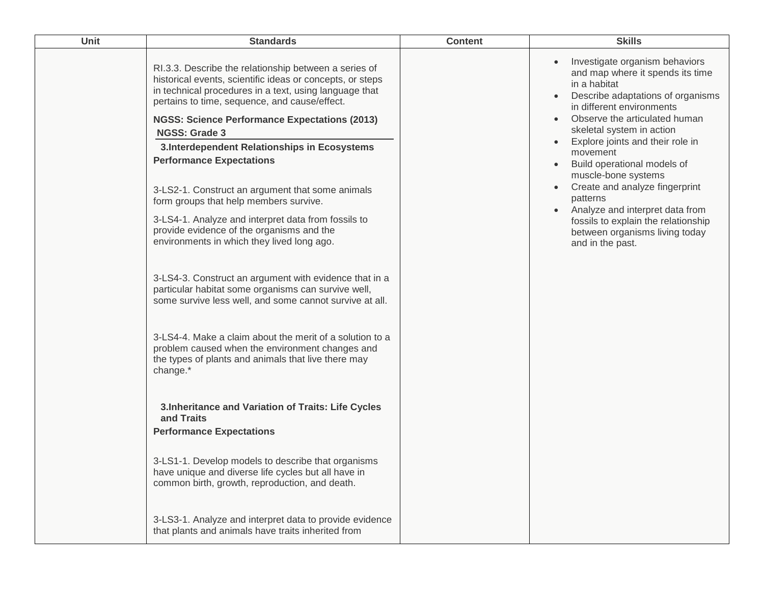| Unit | Standards | Content | Skills |
| --- | --- | --- | --- |
| | RI.3.3. Describe the relationship between a series of historical events, scientific ideas or concepts, or steps in technical procedures in a text, using language that pertains to time, sequence, and cause/effect.<br><br>**NGSS: Science Performance Expectations (2013)**<br>**NGSS: Grade 3**<br>**3.Interdependent Relationships in Ecosystems**<br>**Performance Expectations**<br><br>3-LS2-1. Construct an argument that some animals form groups that help members survive.<br><br>3-LS4-1. Analyze and interpret data from fossils to provide evidence of the organisms and the environments in which they lived long ago.<br><br>3-LS4-3. Construct an argument with evidence that in a particular habitat some organisms can survive well, some survive less well, and some cannot survive at all.<br><br>3-LS4-4. Make a claim about the merit of a solution to a problem caused when the environment changes and the types of plants and animals that live there may change.*<br><br>**3.Inheritance and Variation of Traits: Life Cycles and Traits**<br>**Performance Expectations**<br><br>3-LS1-1. Develop models to describe that organisms have unique and diverse life cycles but all have in common birth, growth, reproduction, and death.<br><br>3-LS3-1. Analyze and interpret data to provide evidence that plants and animals have traits inherited from | | • Investigate organism behaviors and map where it spends its time in a habitat<br>• Describe adaptations of organisms in different environments<br>• Observe the articulated human skeletal system in action<br>• Explore joints and their role in movement<br>• Build operational models of muscle-bone systems<br>• Create and analyze fingerprint patterns<br>• Analyze and interpret data from fossils to explain the relationship between organisms living today and in the past. |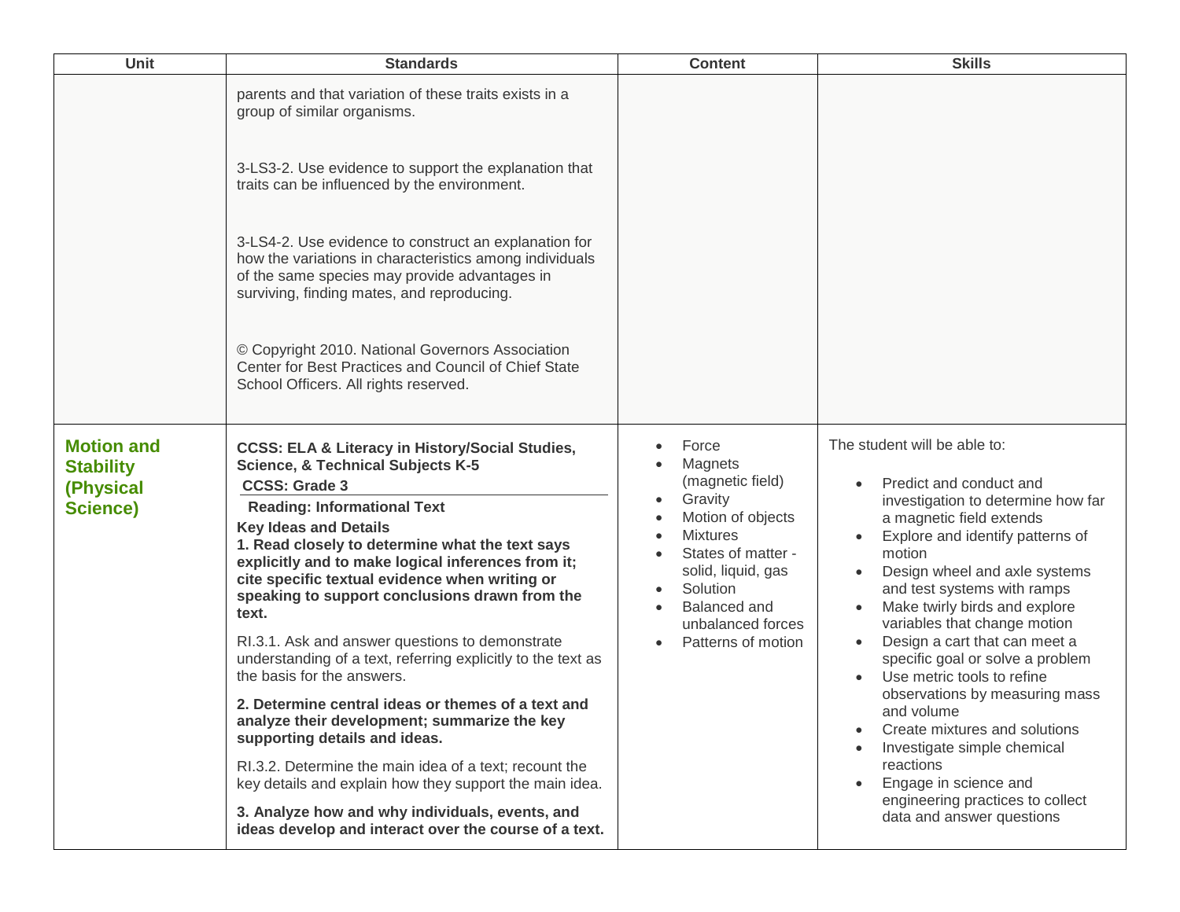| Unit | Standards | Content | Skills |
|---|---|---|---|
| | parents and that variation of these traits exists in a group of similar organisms.<br><br>3-LS3-2. Use evidence to support the explanation that traits can be influenced by the environment.<br><br>3-LS4-2. Use evidence to construct an explanation for how the variations in characteristics among individuals of the same species may provide advantages in surviving, finding mates, and reproducing.<br><br>© Copyright 2010. National Governors Association Center for Best Practices and Council of Chief State School Officers. All rights reserved. | | |
| **Motion and Stability (Physical Science)** | **CCSS: ELA & Literacy in History/Social Studies, Science, & Technical Subjects K-5**<br>**CCSS: Grade 3**<br>**Reading: Informational Text**<br>**Key Ideas and Details**<br>**1. Read closely to determine what the text says explicitly and to make logical inferences from it; cite specific textual evidence when writing or speaking to support conclusions drawn from the text.**<br><br>RI.3.1. Ask and answer questions to demonstrate understanding of a text, referring explicitly to the text as the basis for the answers.<br><br>**2. Determine central ideas or themes of a text and analyze their development; summarize the key supporting details and ideas.**<br><br>RI.3.2. Determine the main idea of a text; recount the key details and explain how they support the main idea.<br><br>**3. Analyze how and why individuals, events, and ideas develop and interact over the course of a text.** | • Force<br>• Magnets (magnetic field)<br>• Gravity<br>• Motion of objects<br>• Mixtures<br>• States of matter - solid, liquid, gas<br>• Solution<br>• Balanced and unbalanced forces<br>• Patterns of motion | The student will be able to:<br><br>• Predict and conduct and investigation to determine how far a magnetic field extends<br>• Explore and identify patterns of motion<br>• Design wheel and axle systems and test systems with ramps<br>• Make twirly birds and explore variables that change motion<br>• Design a cart that can meet a specific goal or solve a problem<br>• Use metric tools to refine observations by measuring mass and volume<br>• Create mixtures and solutions<br>• Investigate simple chemical reactions<br>• Engage in science and engineering practices to collect data and answer questions |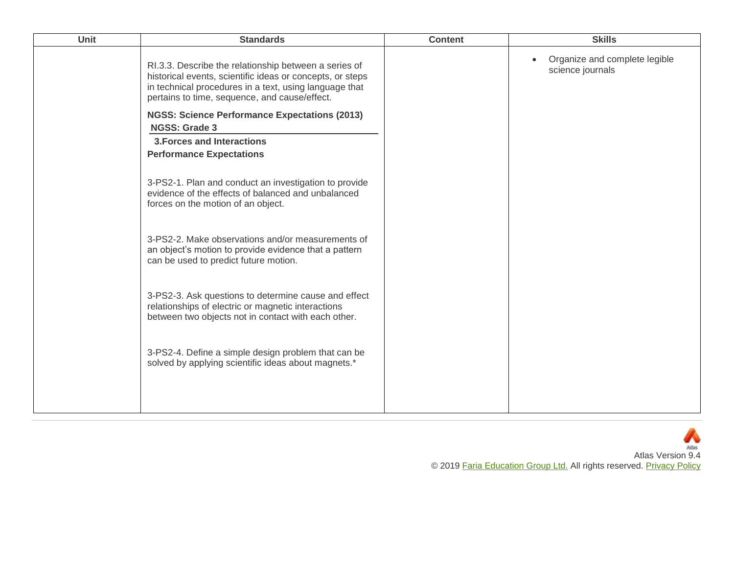| Unit | Standards | Content | Skills |
|---|---|---|---|
| | RI.3.3. Describe the relationship between a series of historical events, scientific ideas or concepts, or steps in technical procedures in a text, using language that pertains to time, sequence, and cause/effect.<br><br>**NGSS: Science Performance Expectations (2013)**<br>**NGSS: Grade 3**<br>**3.Forces and Interactions**<br>**Performance Expectations**<br><br>3-PS2-1. Plan and conduct an investigation to provide evidence of the effects of balanced and unbalanced forces on the motion of an object.<br><br>3-PS2-2. Make observations and/or measurements of an object's motion to provide evidence that a pattern can be used to predict future motion.<br><br>3-PS2-3. Ask questions to determine cause and effect relationships of electric or magnetic interactions between two objects not in contact with each other.<br><br>3-PS2-4. Define a simple design problem that can be solved by applying scientific ideas about magnets.* | | • Organize and complete legible science journals |

Atlas Version 9.4
© 2019 Faria Education Group Ltd. All rights reserved. Privacy Policy